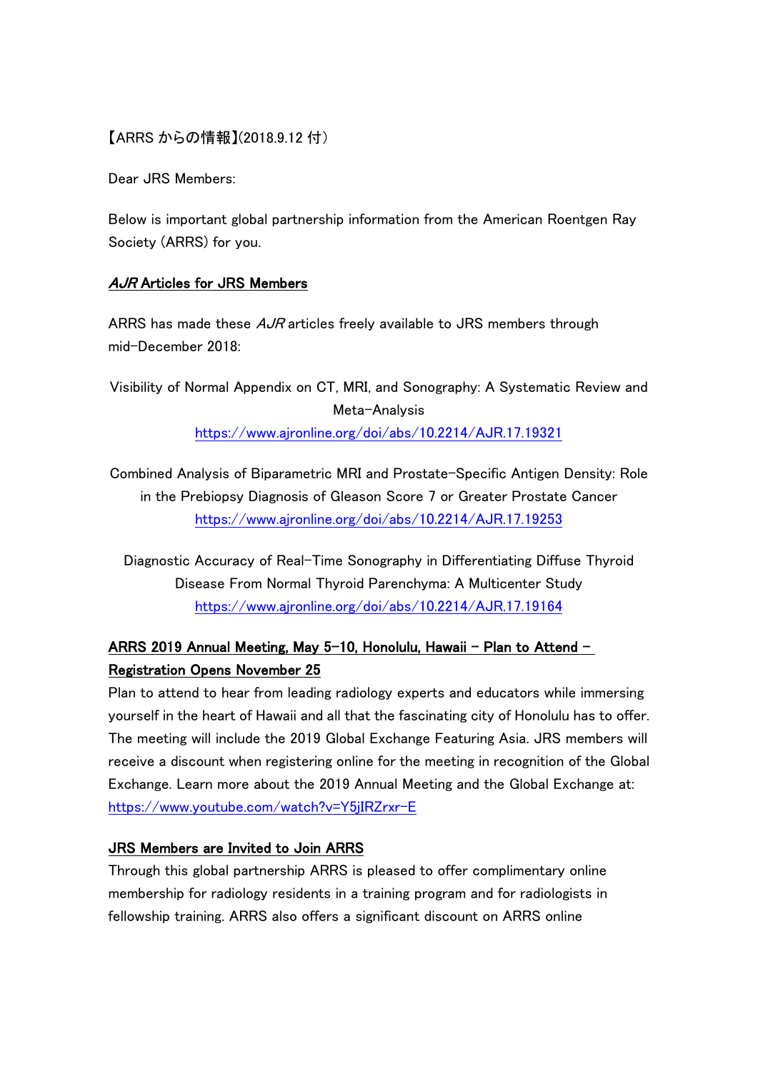【ARRS からの情報】(2018.9.12 付）

Dear JRS Members:

Below is important global partnership information from the American Roentgen Ray Society (ARRS) for you.

**[*AJR* Articles for JRS Members]()**

ARRS has made these *AJR* articles freely available to JRS members through mid-December 2018:

Visibility of Normal Appendix on CT, MRI, and Sonography: A Systematic Review and Meta-Analysis
https://www.ajronline.org/doi/abs/10.2214/AJR.17.19321

Combined Analysis of Biparametric MRI and Prostate-Specific Antigen Density: Role in the Prebiopsy Diagnosis of Gleason Score 7 or Greater Prostate Cancer
https://www.ajronline.org/doi/abs/10.2214/AJR.17.19253

Diagnostic Accuracy of Real-Time Sonography in Differentiating Diffuse Thyroid Disease From Normal Thyroid Parenchyma: A Multicenter Study
https://www.ajronline.org/doi/abs/10.2214/AJR.17.19164

**ARRS 2019 Annual Meeting, May 5-10, Honolulu, Hawaii – Plan to Attend – Registration Opens November 25**

Plan to attend to hear from leading radiology experts and educators while immersing yourself in the heart of Hawaii and all that the fascinating city of Honolulu has to offer. The meeting will include the 2019 Global Exchange Featuring Asia. JRS members will receive a discount when registering online for the meeting in recognition of the Global Exchange. Learn more about the 2019 Annual Meeting and the Global Exchange at: https://www.youtube.com/watch?v=Y5jIRZrxr-E

**JRS Members are Invited to Join ARRS**

Through this global partnership ARRS is pleased to offer complimentary online membership for radiology residents in a training program and for radiologists in fellowship training. ARRS also offers a significant discount on ARRS online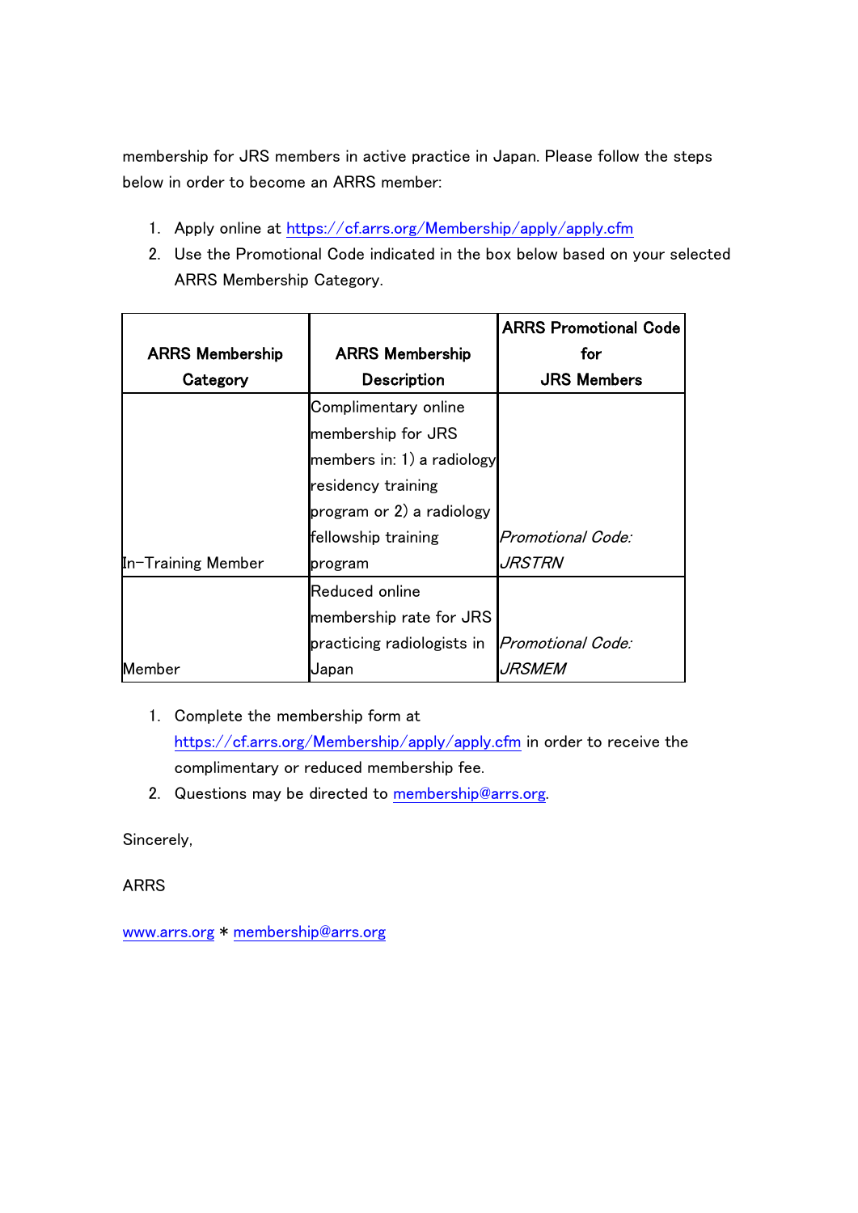membership for JRS members in active practice in Japan. Please follow the steps below in order to become an ARRS member:

1. Apply online at https://cf.arrs.org/Membership/apply/apply.cfm
2. Use the Promotional Code indicated in the box below based on your selected ARRS Membership Category.

| **ARRS Membership Category** | **ARRS Membership Description** | **ARRS Promotional Code for JRS Members** |
|---|---|---|
| In-Training Member | Complimentary online membership for JRS members in: 1) a radiology residency training program or 2) a radiology fellowship training program | *Promotional Code: JRSTRN* |
| Member | Reduced online membership rate for JRS practicing radiologists in Japan | *Promotional Code: JRSMEM* |

1. Complete the membership form at https://cf.arrs.org/Membership/apply/apply.cfm in order to receive the complimentary or reduced membership fee.
2. Questions may be directed to membership@arrs.org.

Sincerely,

ARRS

www.arrs.org * membership@arrs.org